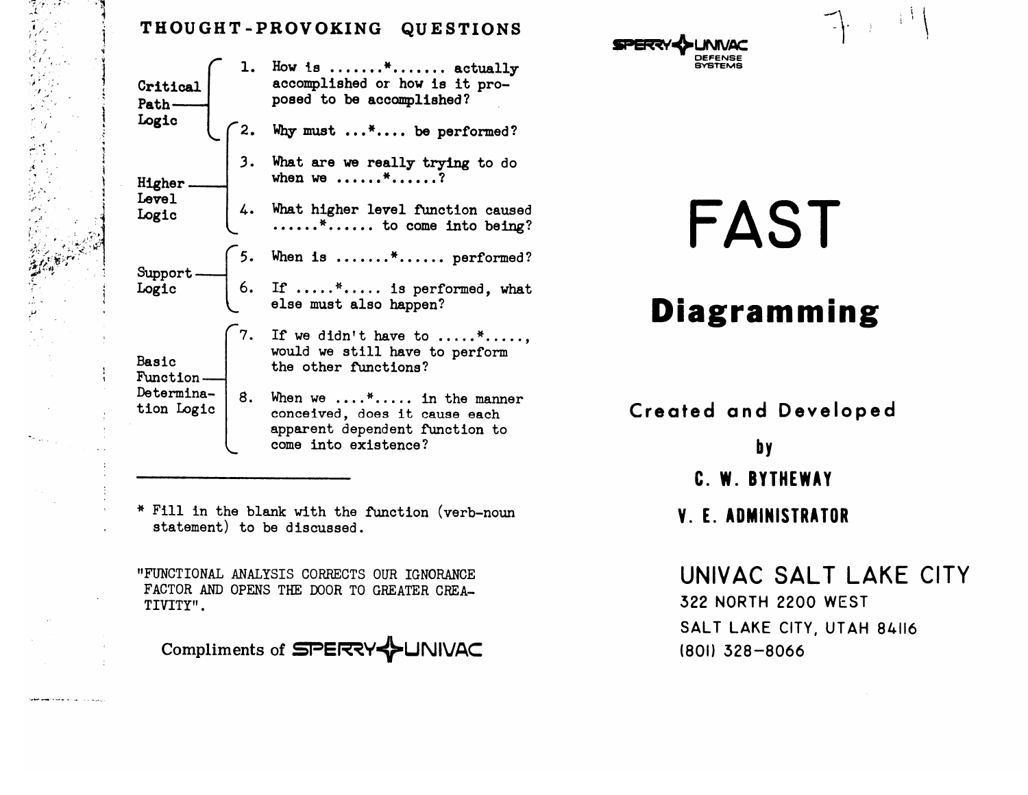## THOUGHT-PROVOKING QUESTIONS

**Critical Path Logic**

1. How is .......*....... actually accomplished or how is it proposed to be accomplished?

**Higher Level Logic**

2. Why must ...*.... be performed?
3. What are we really trying to do when we ......*......?
4. What higher level function caused ......*...... to come into being?

**Support Logic**

5. When is .......*...... performed?
6. If .....*..... is performed, what else must also happen?

**Basic Function Determination Logic**

7. If we didn't have to .....*....., would we still have to perform the other functions?
8. When we ....*..... in the manner conceived, does it cause each apparent dependent function to come into existence?

---

* Fill in the blank with the function (verb-noun statement) to be discussed.

"FUNCTIONAL ANALYSIS CORRECTS OUR IGNORANCE FACTOR AND OPENS THE DOOR TO GREATER CREATIVITY".

Compliments of SPERRY UNIVAC

SPERRY UNIVAC DEFENSE SYSTEMS

# FAST

## Diagramming

Created and Developed

by

**C. W. BYTHEWAY**

**V. E. ADMINISTRATOR**

UNIVAC SALT LAKE CITY
322 NORTH 2200 WEST
SALT LAKE CITY, UTAH 84116
(801) 328-8066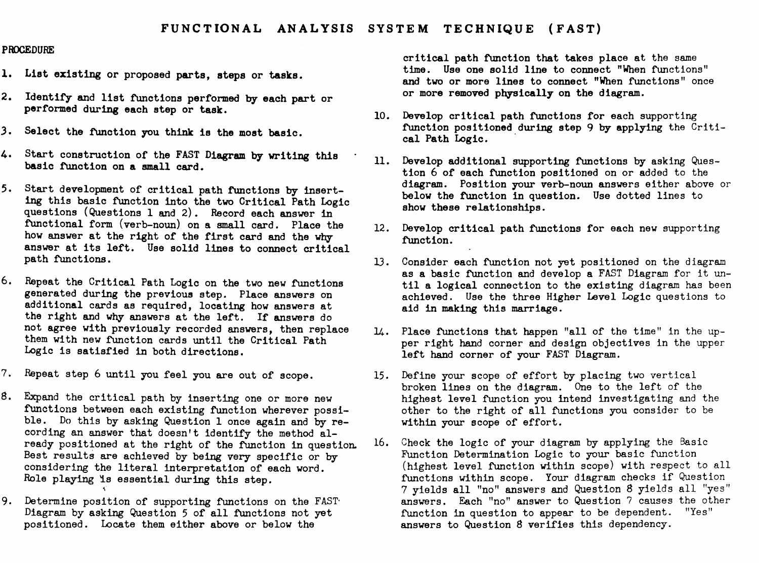# FUNCTIONAL ANALYSIS SYSTEM TECHNIQUE (FAST)

PROCEDURE

1. List existing or proposed parts, steps or tasks.

2. Identify and list functions performed by each part or performed during each step or task.

3. Select the function you think is the most basic.

4. Start construction of the FAST Diagram by writing this basic function on a small card.

5. Start development of critical path functions by inserting this basic function into the two Critical Path Logic questions (Questions 1 and 2). Record each answer in functional form (verb-noun) on a small card. Place the how answer at the right of the first card and the why answer at its left. Use solid lines to connect critical path functions.

6. Repeat the Critical Path Logic on the two new functions generated during the previous step. Place answers on additional cards as required, locating how answers at the right and why answers at the left. If answers do not agree with previously recorded answers, then replace them with new function cards until the Critical Path Logic is satisfied in both directions.

7. Repeat step 6 until you feel you are out of scope.

8. Expand the critical path by inserting one or more new functions between each existing function wherever possible. Do this by asking Question 1 once again and by recording an answer that doesn't identify the method already positioned at the right of the function in question. Best results are achieved by being very specific or by considering the literal interpretation of each word. Role playing is essential during this step.

9. Determine position of supporting functions on the FAST Diagram by asking Question 5 of all functions not yet positioned. Locate them either above or below the critical path function that takes place at the same time. Use one solid line to connect "When functions" and two or more lines to connect "When functions" once or more removed physically on the diagram.

10. Develop critical path functions for each supporting function positioned during step 9 by applying the Critical Path Logic.

11. Develop additional supporting functions by asking Question 6 of each function positioned on or added to the diagram. Position your verb-noun answers either above or below the function in question. Use dotted lines to show these relationships.

12. Develop critical path functions for each new supporting function.

13. Consider each function not yet positioned on the diagram as a basic function and develop a FAST Diagram for it until a logical connection to the existing diagram has been achieved. Use the three Higher Level Logic questions to aid in making this marriage.

14. Place functions that happen "all of the time" in the upper right hand corner and design objectives in the upper left hand corner of your FAST Diagram.

15. Define your scope of effort by placing two vertical broken lines on the diagram. One to the left of the highest level function you intend investigating and the other to the right of all functions you consider to be within your scope of effort.

16. Check the logic of your diagram by applying the Basic Function Determination Logic to your basic function (highest level function within scope) with respect to all functions within scope. Your diagram checks if Question 7 yields all "no" answers and Question 8 yields all "yes" answers. Each "no" answer to Question 7 causes the other function in question to appear to be dependent. "Yes" answers to Question 8 verifies this dependency.